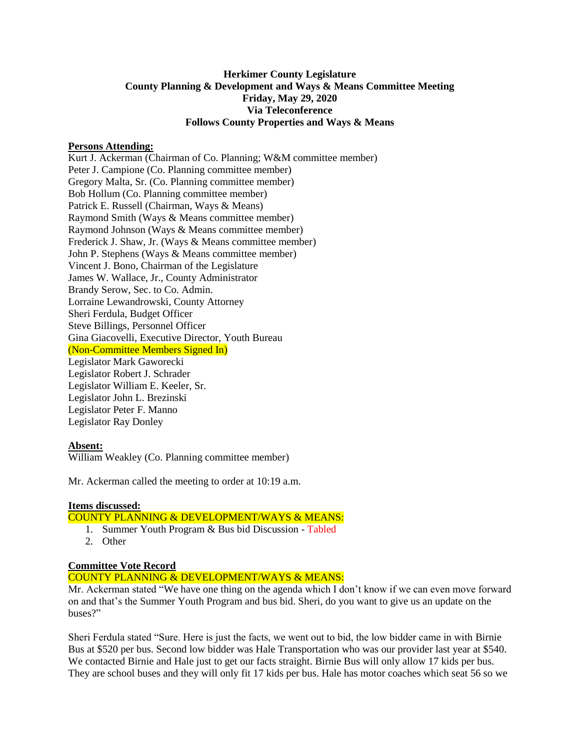# Herkimer County Legislature
## County Planning & Development and Ways & Means Committee Meeting
## Friday, May 29, 2020
## Via Teleconference
## Follows County Properties and Ways & Means

**Persons Attending:**

Kurt J. Ackerman (Chairman of Co. Planning; W&M committee member)
Peter J. Campione (Co. Planning committee member)
Gregory Malta, Sr. (Co. Planning committee member)
Bob Hollum (Co. Planning committee member)
Patrick E. Russell (Chairman, Ways & Means)
Raymond Smith (Ways & Means committee member)
Raymond Johnson (Ways & Means committee member)
Frederick J. Shaw, Jr. (Ways & Means committee member)
John P. Stephens (Ways & Means committee member)
Vincent J. Bono, Chairman of the Legislature
James W. Wallace, Jr., County Administrator
Brandy Serow, Sec. to Co. Admin.
Lorraine Lewandrowski, County Attorney
Sheri Ferdula, Budget Officer
Steve Billings, Personnel Officer
Gina Giacovelli, Executive Director, Youth Bureau
(Non-Committee Members Signed In)
Legislator Mark Gaworecki
Legislator Robert J. Schrader
Legislator William E. Keeler, Sr.
Legislator John L. Brezinski
Legislator Peter F. Manno
Legislator Ray Donley

**Absent:**

William Weakley (Co. Planning committee member)

Mr. Ackerman called the meeting to order at 10:19 a.m.

**Items discussed:**

COUNTY PLANNING & DEVELOPMENT/WAYS & MEANS:

1. Summer Youth Program & Bus bid Discussion - Tabled
2. Other

**Committee Vote Record**

COUNTY PLANNING & DEVELOPMENT/WAYS & MEANS:

Mr. Ackerman stated "We have one thing on the agenda which I don't know if we can even move forward on and that's the Summer Youth Program and bus bid. Sheri, do you want to give us an update on the buses?"

Sheri Ferdula stated "Sure. Here is just the facts, we went out to bid, the low bidder came in with Birnie Bus at $520 per bus. Second low bidder was Hale Transportation who was our provider last year at $540. We contacted Birnie and Hale just to get our facts straight. Birnie Bus will only allow 17 kids per bus. They are school buses and they will only fit 17 kids per bus. Hale has motor coaches which seat 56 so we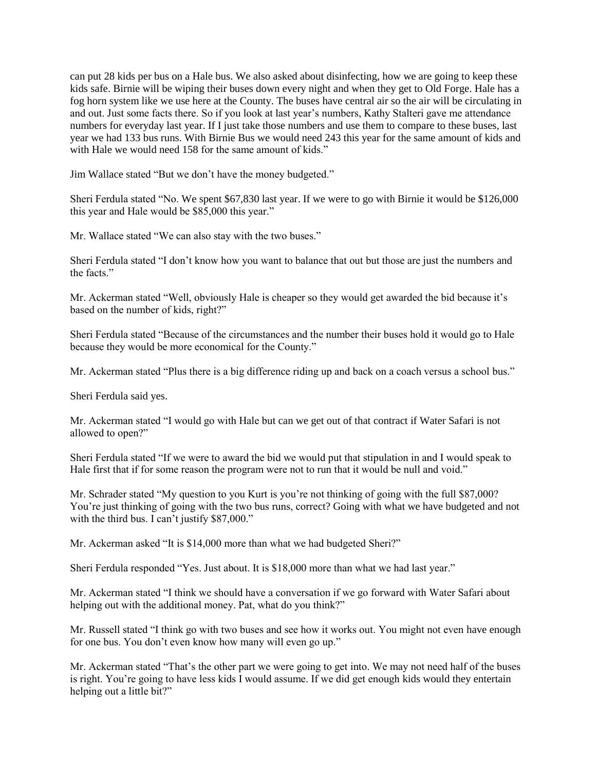can put 28 kids per bus on a Hale bus. We also asked about disinfecting, how we are going to keep these kids safe. Birnie will be wiping their buses down every night and when they get to Old Forge. Hale has a fog horn system like we use here at the County. The buses have central air so the air will be circulating in and out. Just some facts there. So if you look at last year's numbers, Kathy Stalteri gave me attendance numbers for everyday last year. If I just take those numbers and use them to compare to these buses, last year we had 133 bus runs. With Birnie Bus we would need 243 this year for the same amount of kids and with Hale we would need 158 for the same amount of kids."

Jim Wallace stated "But we don't have the money budgeted."

Sheri Ferdula stated "No. We spent $67,830 last year. If we were to go with Birnie it would be $126,000 this year and Hale would be $85,000 this year."

Mr. Wallace stated "We can also stay with the two buses."

Sheri Ferdula stated "I don't know how you want to balance that out but those are just the numbers and the facts."

Mr. Ackerman stated "Well, obviously Hale is cheaper so they would get awarded the bid because it's based on the number of kids, right?"

Sheri Ferdula stated "Because of the circumstances and the number their buses hold it would go to Hale because they would be more economical for the County."

Mr. Ackerman stated "Plus there is a big difference riding up and back on a coach versus a school bus."

Sheri Ferdula said yes.

Mr. Ackerman stated "I would go with Hale but can we get out of that contract if Water Safari is not allowed to open?"

Sheri Ferdula stated "If we were to award the bid we would put that stipulation in and I would speak to Hale first that if for some reason the program were not to run that it would be null and void."

Mr. Schrader stated "My question to you Kurt is you're not thinking of going with the full $87,000? You're just thinking of going with the two bus runs, correct? Going with what we have budgeted and not with the third bus. I can't justify $87,000."

Mr. Ackerman asked "It is $14,000 more than what we had budgeted Sheri?"

Sheri Ferdula responded "Yes. Just about. It is $18,000 more than what we had last year."

Mr. Ackerman stated "I think we should have a conversation if we go forward with Water Safari about helping out with the additional money. Pat, what do you think?"

Mr. Russell stated "I think go with two buses and see how it works out. You might not even have enough for one bus. You don't even know how many will even go up."

Mr. Ackerman stated "That's the other part we were going to get into. We may not need half of the buses is right. You're going to have less kids I would assume. If we did get enough kids would they entertain helping out a little bit?"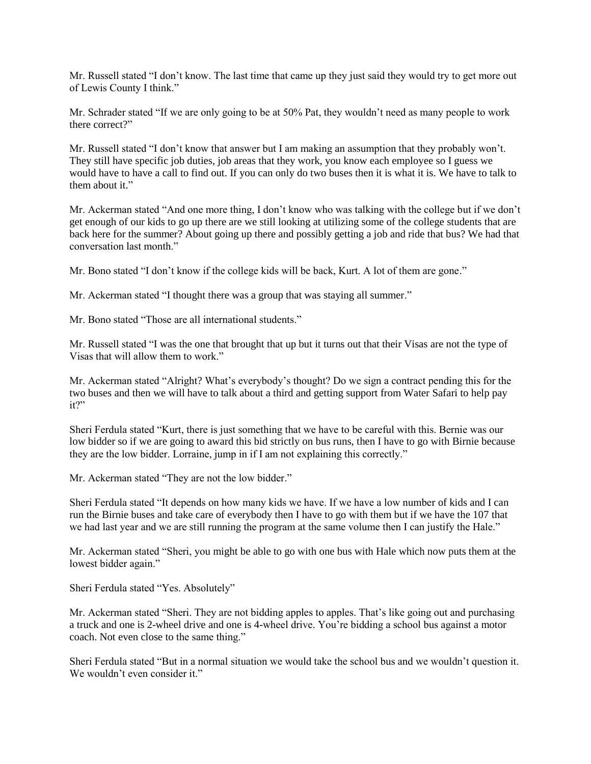Mr. Russell stated "I don't know. The last time that came up they just said they would try to get more out of Lewis County I think."

Mr. Schrader stated "If we are only going to be at 50% Pat, they wouldn't need as many people to work there correct?"

Mr. Russell stated "I don't know that answer but I am making an assumption that they probably won't. They still have specific job duties, job areas that they work, you know each employee so I guess we would have to have a call to find out. If you can only do two buses then it is what it is. We have to talk to them about it."

Mr. Ackerman stated "And one more thing, I don't know who was talking with the college but if we don't get enough of our kids to go up there are we still looking at utilizing some of the college students that are back here for the summer? About going up there and possibly getting a job and ride that bus? We had that conversation last month."

Mr. Bono stated "I don't know if the college kids will be back, Kurt. A lot of them are gone."

Mr. Ackerman stated "I thought there was a group that was staying all summer."

Mr. Bono stated "Those are all international students."

Mr. Russell stated "I was the one that brought that up but it turns out that their Visas are not the type of Visas that will allow them to work."

Mr. Ackerman stated "Alright? What's everybody's thought? Do we sign a contract pending this for the two buses and then we will have to talk about a third and getting support from Water Safari to help pay it?"

Sheri Ferdula stated "Kurt, there is just something that we have to be careful with this. Bernie was our low bidder so if we are going to award this bid strictly on bus runs, then I have to go with Birnie because they are the low bidder. Lorraine, jump in if I am not explaining this correctly."

Mr. Ackerman stated "They are not the low bidder."

Sheri Ferdula stated "It depends on how many kids we have. If we have a low number of kids and I can run the Birnie buses and take care of everybody then I have to go with them but if we have the 107 that we had last year and we are still running the program at the same volume then I can justify the Hale."

Mr. Ackerman stated "Sheri, you might be able to go with one bus with Hale which now puts them at the lowest bidder again."

Sheri Ferdula stated "Yes. Absolutely"

Mr. Ackerman stated "Sheri. They are not bidding apples to apples. That's like going out and purchasing a truck and one is 2-wheel drive and one is 4-wheel drive. You're bidding a school bus against a motor coach. Not even close to the same thing."

Sheri Ferdula stated "But in a normal situation we would take the school bus and we wouldn't question it. We wouldn't even consider it."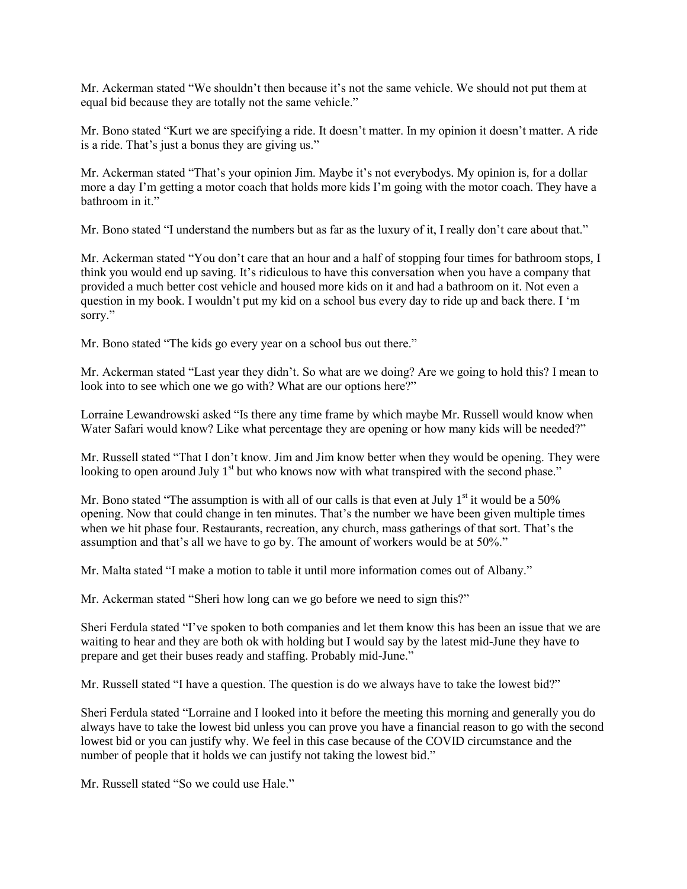Mr. Ackerman stated "We shouldn't then because it's not the same vehicle. We should not put them at equal bid because they are totally not the same vehicle."

Mr. Bono stated "Kurt we are specifying a ride. It doesn't matter. In my opinion it doesn't matter. A ride is a ride. That's just a bonus they are giving us."

Mr. Ackerman stated "That's your opinion Jim. Maybe it's not everybodys. My opinion is, for a dollar more a day I'm getting a motor coach that holds more kids I'm going with the motor coach. They have a bathroom in it."

Mr. Bono stated "I understand the numbers but as far as the luxury of it, I really don't care about that."

Mr. Ackerman stated "You don't care that an hour and a half of stopping four times for bathroom stops, I think you would end up saving. It's ridiculous to have this conversation when you have a company that provided a much better cost vehicle and housed more kids on it and had a bathroom on it. Not even a question in my book. I wouldn't put my kid on a school bus every day to ride up and back there. I 'm sorry."

Mr. Bono stated "The kids go every year on a school bus out there."

Mr. Ackerman stated "Last year they didn't. So what are we doing? Are we going to hold this? I mean to look into to see which one we go with? What are our options here?"

Lorraine Lewandrowski asked "Is there any time frame by which maybe Mr. Russell would know when Water Safari would know? Like what percentage they are opening or how many kids will be needed?"

Mr. Russell stated "That I don't know. Jim and Jim know better when they would be opening. They were looking to open around July 1st but who knows now with what transpired with the second phase."

Mr. Bono stated "The assumption is with all of our calls is that even at July 1st it would be a 50% opening. Now that could change in ten minutes. That's the number we have been given multiple times when we hit phase four. Restaurants, recreation, any church, mass gatherings of that sort. That's the assumption and that's all we have to go by. The amount of workers would be at 50%."

Mr. Malta stated "I make a motion to table it until more information comes out of Albany."

Mr. Ackerman stated "Sheri how long can we go before we need to sign this?"

Sheri Ferdula stated "I've spoken to both companies and let them know this has been an issue that we are waiting to hear and they are both ok with holding but I would say by the latest mid-June they have to prepare and get their buses ready and staffing. Probably mid-June."

Mr. Russell stated "I have a question. The question is do we always have to take the lowest bid?"

Sheri Ferdula stated "Lorraine and I looked into it before the meeting this morning and generally you do always have to take the lowest bid unless you can prove you have a financial reason to go with the second lowest bid or you can justify why. We feel in this case because of the COVID circumstance and the number of people that it holds we can justify not taking the lowest bid."

Mr. Russell stated "So we could use Hale."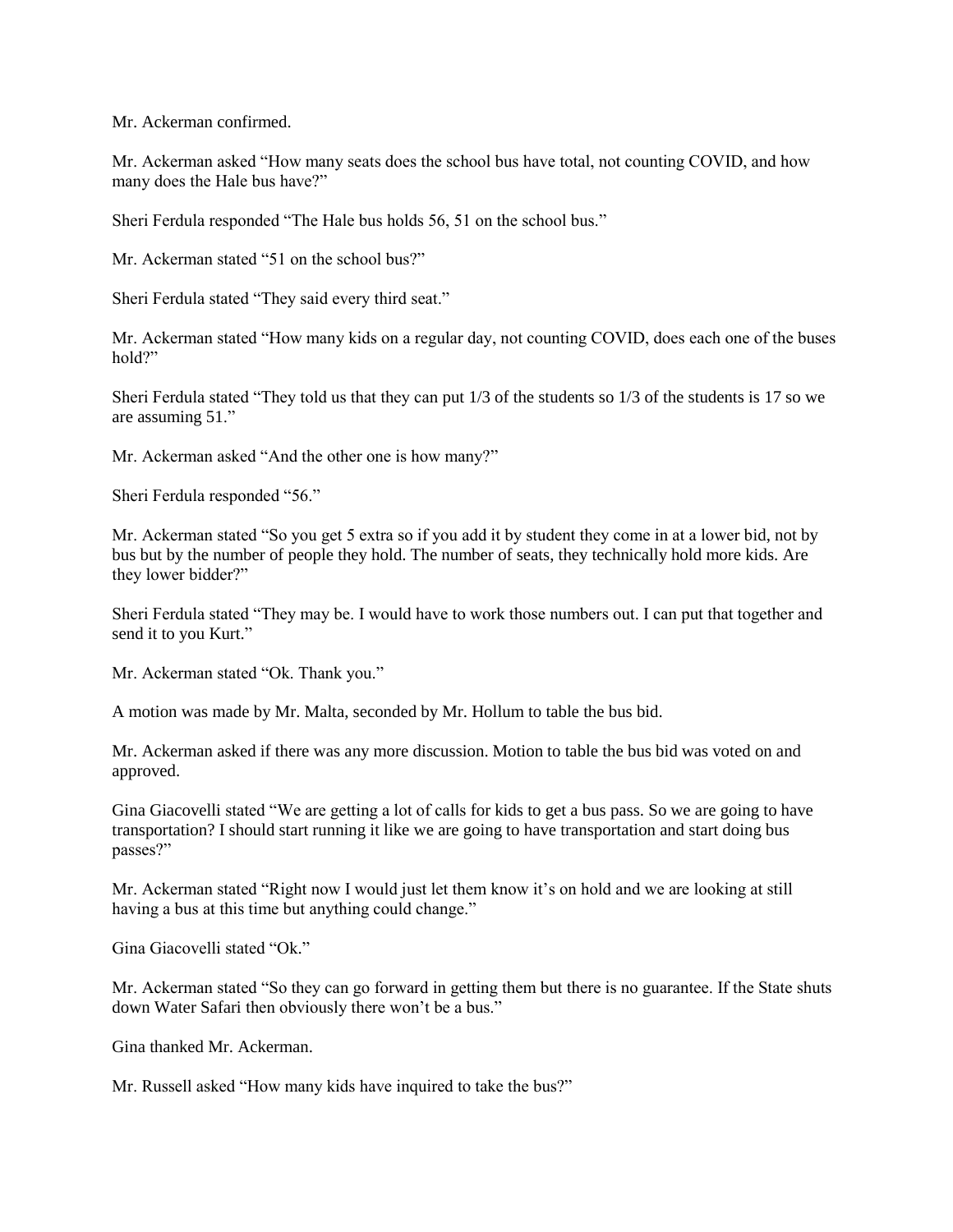Mr. Ackerman confirmed.

Mr. Ackerman asked "How many seats does the school bus have total, not counting COVID, and how many does the Hale bus have?"

Sheri Ferdula responded "The Hale bus holds 56, 51 on the school bus."

Mr. Ackerman stated "51 on the school bus?"

Sheri Ferdula stated "They said every third seat."

Mr. Ackerman stated "How many kids on a regular day, not counting COVID, does each one of the buses hold?"

Sheri Ferdula stated "They told us that they can put 1/3 of the students so 1/3 of the students is 17 so we are assuming 51."

Mr. Ackerman asked "And the other one is how many?"

Sheri Ferdula responded "56."

Mr. Ackerman stated "So you get 5 extra so if you add it by student they come in at a lower bid, not by bus but by the number of people they hold. The number of seats, they technically hold more kids. Are they lower bidder?"

Sheri Ferdula stated "They may be. I would have to work those numbers out. I can put that together and send it to you Kurt."

Mr. Ackerman stated "Ok. Thank you."

A motion was made by Mr. Malta, seconded by Mr. Hollum to table the bus bid.

Mr. Ackerman asked if there was any more discussion. Motion to table the bus bid was voted on and approved.

Gina Giacovelli stated "We are getting a lot of calls for kids to get a bus pass. So we are going to have transportation? I should start running it like we are going to have transportation and start doing bus passes?"

Mr. Ackerman stated "Right now I would just let them know it's on hold and we are looking at still having a bus at this time but anything could change."

Gina Giacovelli stated "Ok."

Mr. Ackerman stated "So they can go forward in getting them but there is no guarantee. If the State shuts down Water Safari then obviously there won't be a bus."

Gina thanked Mr. Ackerman.

Mr. Russell asked "How many kids have inquired to take the bus?"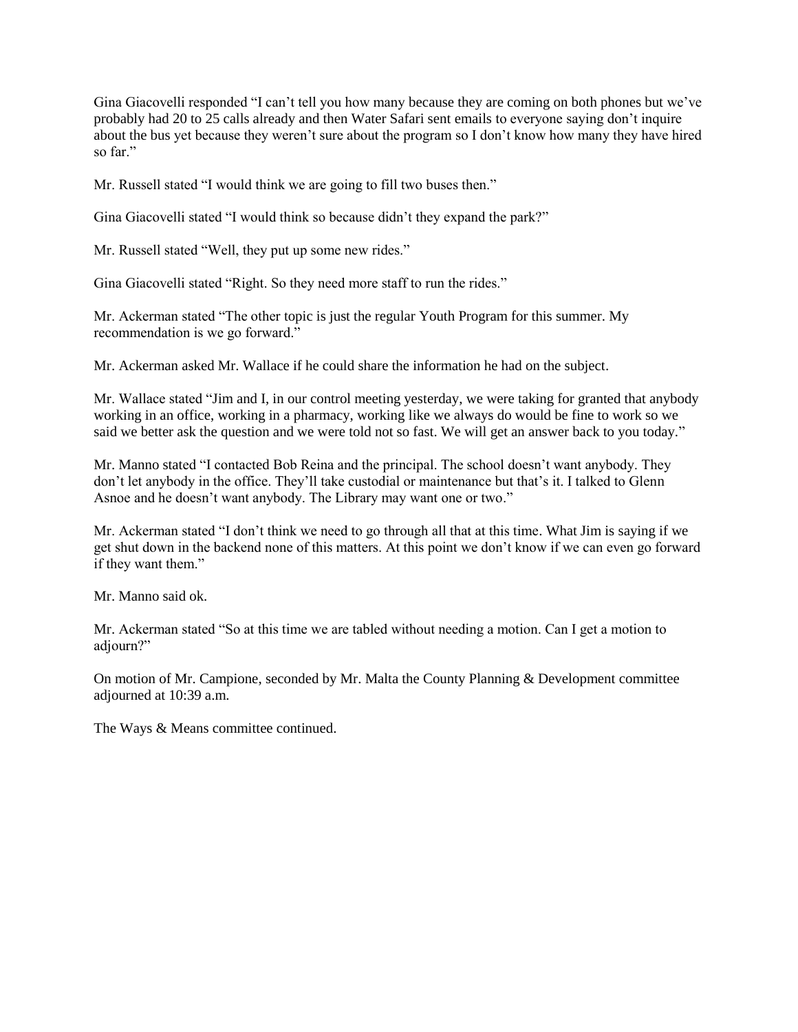Gina Giacovelli responded "I can't tell you how many because they are coming on both phones but we've probably had 20 to 25 calls already and then Water Safari sent emails to everyone saying don't inquire about the bus yet because they weren't sure about the program so I don't know how many they have hired so far."

Mr. Russell stated "I would think we are going to fill two buses then."

Gina Giacovelli stated "I would think so because didn't they expand the park?"

Mr. Russell stated "Well, they put up some new rides."

Gina Giacovelli stated "Right. So they need more staff to run the rides."

Mr. Ackerman stated "The other topic is just the regular Youth Program for this summer. My recommendation is we go forward."

Mr. Ackerman asked Mr. Wallace if he could share the information he had on the subject.

Mr. Wallace stated "Jim and I, in our control meeting yesterday, we were taking for granted that anybody working in an office, working in a pharmacy, working like we always do would be fine to work so we said we better ask the question and we were told not so fast. We will get an answer back to you today."

Mr. Manno stated "I contacted Bob Reina and the principal. The school doesn't want anybody. They don't let anybody in the office. They'll take custodial or maintenance but that's it. I talked to Glenn Asnoe and he doesn't want anybody. The Library may want one or two."

Mr. Ackerman stated "I don't think we need to go through all that at this time. What Jim is saying if we get shut down in the backend none of this matters. At this point we don't know if we can even go forward if they want them."

Mr. Manno said ok.

Mr. Ackerman stated "So at this time we are tabled without needing a motion. Can I get a motion to adjourn?"

On motion of Mr. Campione, seconded by Mr. Malta the County Planning & Development committee adjourned at 10:39 a.m.

The Ways & Means committee continued.